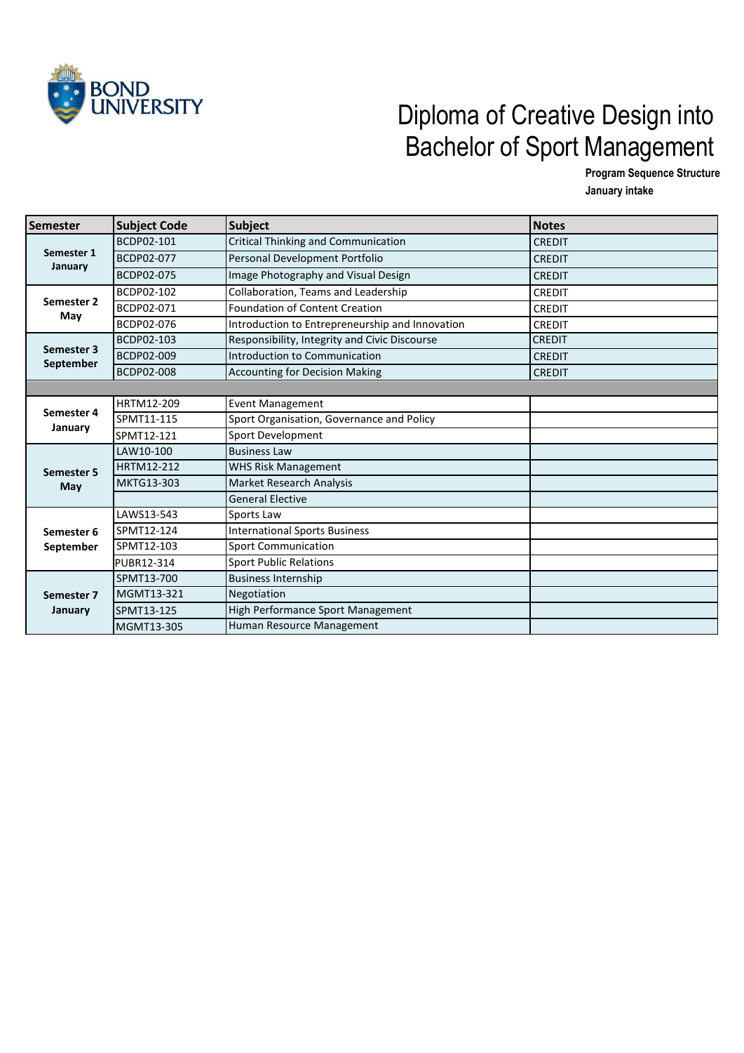BOND UNIVERSITY

# Diploma of Creative Design into Bachelor of Sport Management

**Program Sequence Structure**

**January intake**

| Semester | Subject Code | Subject | Notes |
|---|---|---|---|
| **Semester 1 January** | BCDP02-101 | Critical Thinking and Communication | CREDIT |
| | BCDP02-077 | Personal Development Portfolio | CREDIT |
| | BCDP02-075 | Image Photography and Visual Design | CREDIT |
| **Semester 2 May** | BCDP02-102 | Collaboration, Teams and Leadership | CREDIT |
| | BCDP02-071 | Foundation of Content Creation | CREDIT |
| | BCDP02-076 | Introduction to Entrepreneurship and Innovation | CREDIT |
| **Semester 3 September** | BCDP02-103 | Responsibility, Integrity and Civic Discourse | CREDIT |
| | BCDP02-009 | Introduction to Communication | CREDIT |
| | BCDP02-008 | Accounting for Decision Making | CREDIT |
| | | | |
| **Semester 4 January** | HRTM12-209 | Event Management | |
| | SPMT11-115 | Sport Organisation, Governance and Policy | |
| | SPMT12-121 | Sport Development | |
| **Semester 5 May** | LAW10-100 | Business Law | |
| | HRTM12-212 | WHS Risk Management | |
| | MKTG13-303 | Market Research Analysis | |
| | | General Elective | |
| **Semester 6 September** | LAWS13-543 | Sports Law | |
| | SPMT12-124 | International Sports Business | |
| | SPMT12-103 | Sport Communication | |
| | PUBR12-314 | Sport Public Relations | |
| **Semester 7 January** | SPMT13-700 | Business Internship | |
| | MGMT13-321 | Negotiation | |
| | SPMT13-125 | High Performance Sport Management | |
| | MGMT13-305 | Human Resource Management | |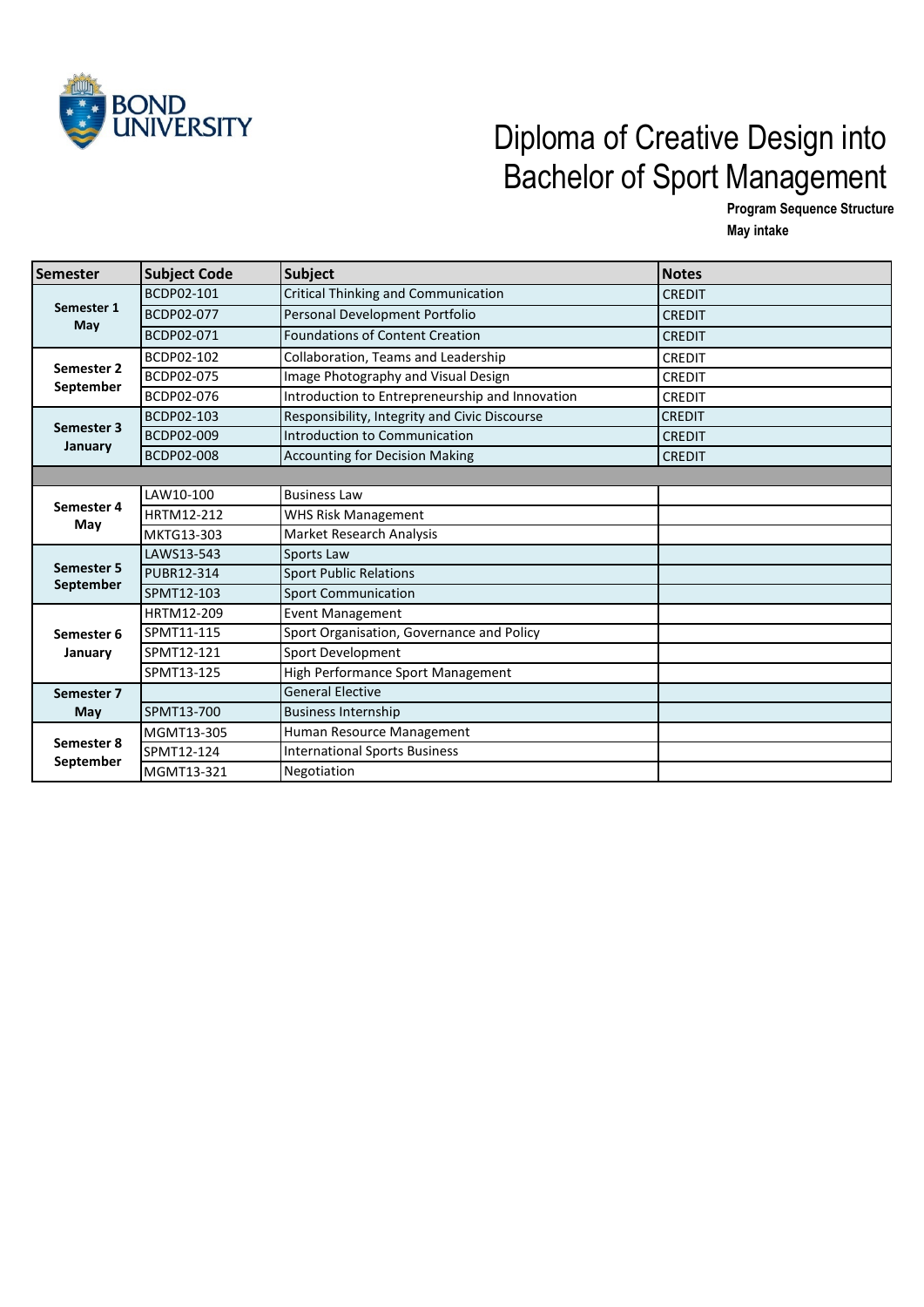BOND UNIVERSITY

# Diploma of Creative Design into Bachelor of Sport Management

**Program Sequence Structure**
**May intake**

| Semester | Subject Code | Subject | Notes |
|---|---|---|---|
| **Semester 1 May** | BCDP02-101 | Critical Thinking and Communication | CREDIT |
| | BCDP02-077 | Personal Development Portfolio | CREDIT |
| | BCDP02-071 | Foundations of Content Creation | CREDIT |
| **Semester 2 September** | BCDP02-102 | Collaboration, Teams and Leadership | CREDIT |
| | BCDP02-075 | Image Photography and Visual Design | CREDIT |
| | BCDP02-076 | Introduction to Entrepreneurship and Innovation | CREDIT |
| **Semester 3 January** | BCDP02-103 | Responsibility, Integrity and Civic Discourse | CREDIT |
| | BCDP02-009 | Introduction to Communication | CREDIT |
| | BCDP02-008 | Accounting for Decision Making | CREDIT |
| | | | |
| **Semester 4 May** | LAW10-100 | Business Law | |
| | HRTM12-212 | WHS Risk Management | |
| | MKTG13-303 | Market Research Analysis | |
| **Semester 5 September** | LAWS13-543 | Sports Law | |
| | PUBR12-314 | Sport Public Relations | |
| | SPMT12-103 | Sport Communication | |
| **Semester 6 January** | HRTM12-209 | Event Management | |
| | SPMT11-115 | Sport Organisation, Governance and Policy | |
| | SPMT12-121 | Sport Development | |
| | SPMT13-125 | High Performance Sport Management | |
| **Semester 7 May** | | General Elective | |
| | SPMT13-700 | Business Internship | |
| **Semester 8 September** | MGMT13-305 | Human Resource Management | |
| | SPMT12-124 | International Sports Business | |
| | MGMT13-321 | Negotiation | |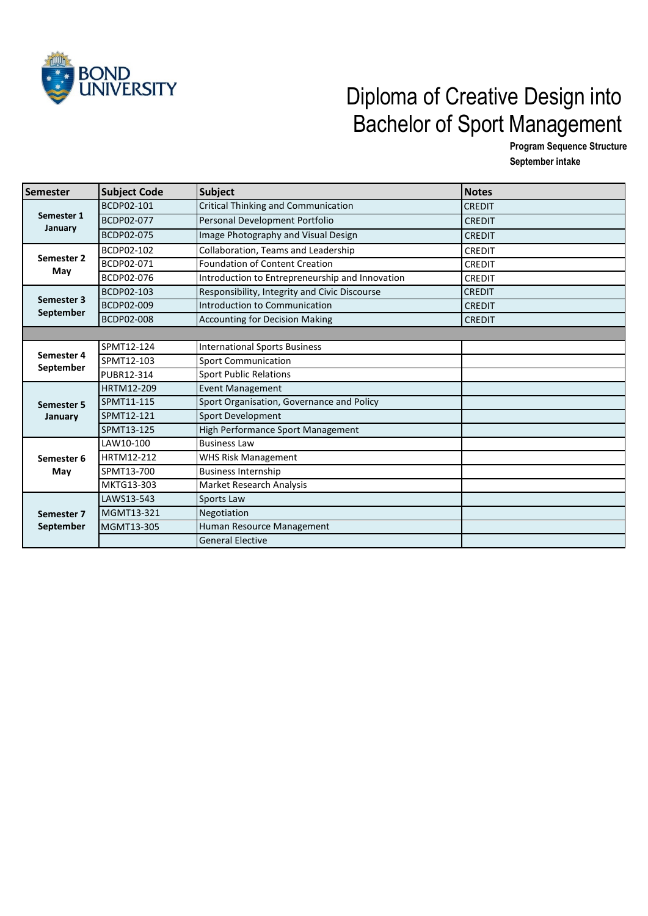BOND UNIVERSITY

# Diploma of Creative Design into Bachelor of Sport Management

**Program Sequence Structure**

**September intake**

| Semester | Subject Code | Subject | Notes |
|---|---|---|---|
| **Semester 1 January** | BCDP02-101 | Critical Thinking and Communication | CREDIT |
| | BCDP02-077 | Personal Development Portfolio | CREDIT |
| | BCDP02-075 | Image Photography and Visual Design | CREDIT |
| **Semester 2 May** | BCDP02-102 | Collaboration, Teams and Leadership | CREDIT |
| | BCDP02-071 | Foundation of Content Creation | CREDIT |
| | BCDP02-076 | Introduction to Entrepreneurship and Innovation | CREDIT |
| **Semester 3 September** | BCDP02-103 | Responsibility, Integrity and Civic Discourse | CREDIT |
| | BCDP02-009 | Introduction to Communication | CREDIT |
| | BCDP02-008 | Accounting for Decision Making | CREDIT |
| | | | |
| **Semester 4 September** | SPMT12-124 | International Sports Business | |
| | SPMT12-103 | Sport Communication | |
| | PUBR12-314 | Sport Public Relations | |
| **Semester 5 January** | HRTM12-209 | Event Management | |
| | SPMT11-115 | Sport Organisation, Governance and Policy | |
| | SPMT12-121 | Sport Development | |
| | SPMT13-125 | High Performance Sport Management | |
| **Semester 6 May** | LAW10-100 | Business Law | |
| | HRTM12-212 | WHS Risk Management | |
| | SPMT13-700 | Business Internship | |
| | MKTG13-303 | Market Research Analysis | |
| **Semester 7 September** | LAWS13-543 | Sports Law | |
| | MGMT13-321 | Negotiation | |
| | MGMT13-305 | Human Resource Management | |
| | | General Elective | |